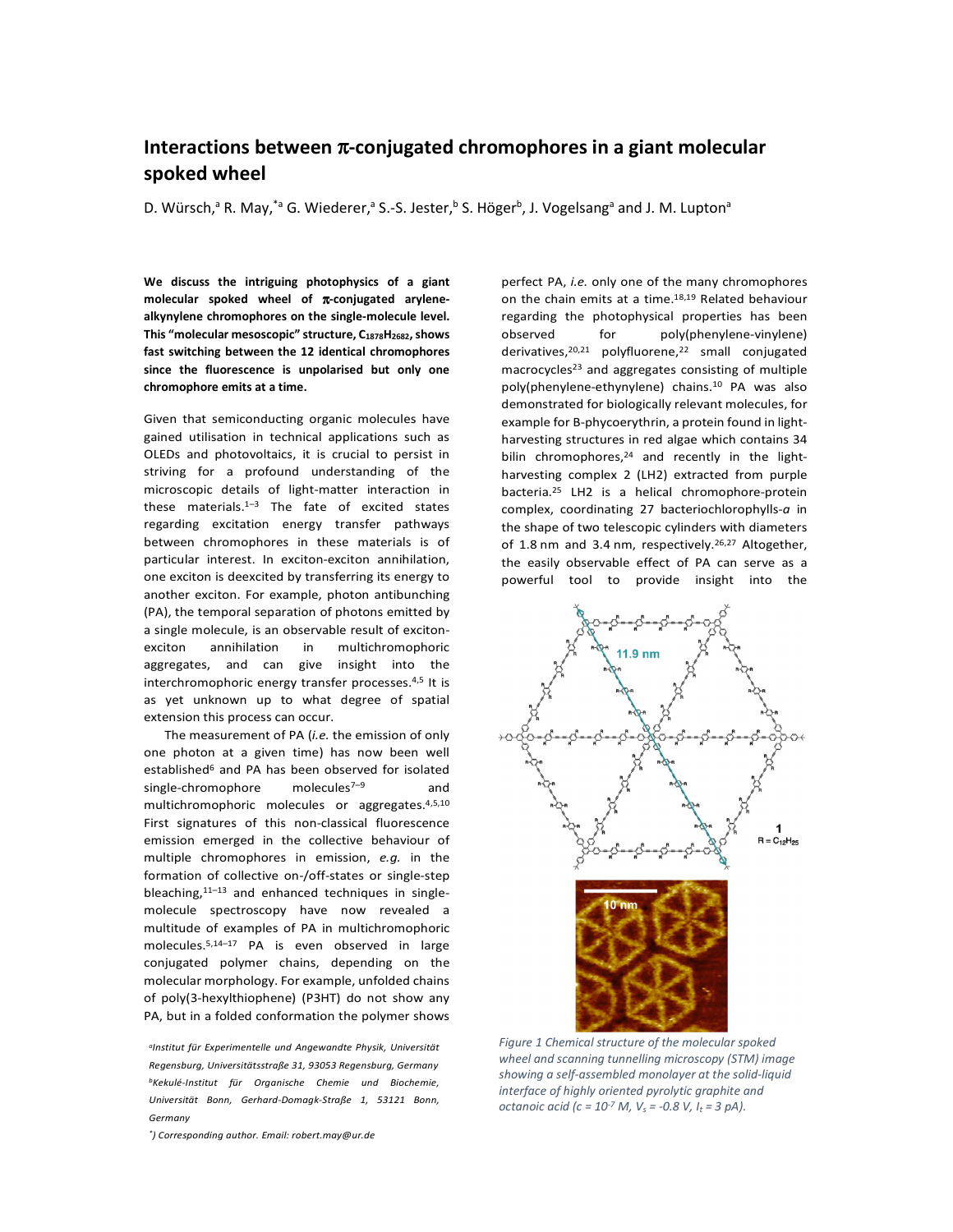# Interactions between π-conjugated chromophores in a giant molecular spoked wheel

D. Würsch,[a] R. May,[*a] G. Wiederer,[a] S.-S. Jester,[b] S. Höger[b], J. Vogelsang[a] and J. M. Lupton[a]

**We discuss the intriguing photophysics of a giant molecular spoked wheel of π-conjugated arylene-alkynylene chromophores on the single-molecule level. This "molecular mesoscopic" structure, $C_{1878}H_{2682}$, shows fast switching between the 12 identical chromophores since the fluorescence is unpolarised but only one chromophore emits at a time.**

Given that semiconducting organic molecules have gained utilisation in technical applications such as OLEDs and photovoltaics, it is crucial to persist in striving for a profound understanding of the microscopic details of light-matter interaction in these materials.[1–3] The fate of excited states regarding excitation energy transfer pathways between chromophores in these materials is of particular interest. In exciton-exciton annihilation, one exciton is deexcited by transferring its energy to another exciton. For example, photon antibunching (PA), the temporal separation of photons emitted by a single molecule, is an observable result of exciton-exciton annihilation in multichromophoric aggregates, and can give insight into the interchromophoric energy transfer processes.[4,5] It is as yet unknown up to what degree of spatial extension this process can occur.

The measurement of PA (*i.e.* the emission of only one photon at a given time) has now been well established[6] and PA has been observed for isolated single-chromophore molecules[7–9] and multichromophoric molecules or aggregates.[4,5,10] First signatures of this non-classical fluorescence emission emerged in the collective behaviour of multiple chromophores in emission, *e.g.* in the formation of collective on-/off-states or single-step bleaching,[11–13] and enhanced techniques in single-molecule spectroscopy have now revealed a multitude of examples of PA in multichromophoric molecules.[5,14–17] PA is even observed in large conjugated polymer chains, depending on the molecular morphology. For example, unfolded chains of poly(3-hexylthiophene) (P3HT) do not show any PA, but in a folded conformation the polymer shows perfect PA, *i.e.* only one of the many chromophores on the chain emits at a time.[18,19] Related behaviour regarding the photophysical properties has been observed for poly(phenylene-vinylene) derivatives,[20,21] polyfluorene,[22] small conjugated macrocycles[23] and aggregates consisting of multiple poly(phenylene-ethynylene) chains.[10] PA was also demonstrated for biologically relevant molecules, for example for B-phycoerythrin, a protein found in light-harvesting structures in red algae which contains 34 bilin chromophores,[24] and recently in the light-harvesting complex 2 (LH2) extracted from purple bacteria.[25] LH2 is a helical chromophore-protein complex, coordinating 27 bacteriochlorophylls-*a* in the shape of two telescopic cylinders with diameters of 1.8 nm and 3.4 nm, respectively.[26,27] Altogether, the easily observable effect of PA can serve as a powerful tool to provide insight into the

*Figure 1 Chemical structure of the molecular spoked wheel and scanning tunnelling microscopy (STM) image showing a self-assembled monolayer at the solid-liquid interface of highly oriented pyrolytic graphite and octanoic acid (c = $10^{-7}$ M, $V_s$ = -0.8 V, $I_t$ = 3 pA).*

[a]Institut für Experimentelle und Angewandte Physik, Universität Regensburg, Universitätsstraße 31, 93053 Regensburg, Germany
[b]Kekulé-Institut für Organische Chemie und Biochemie, Universität Bonn, Gerhard-Domagk-Straße 1, 53121 Bonn, Germany

[*] Corresponding author. Email: robert.may@ur.de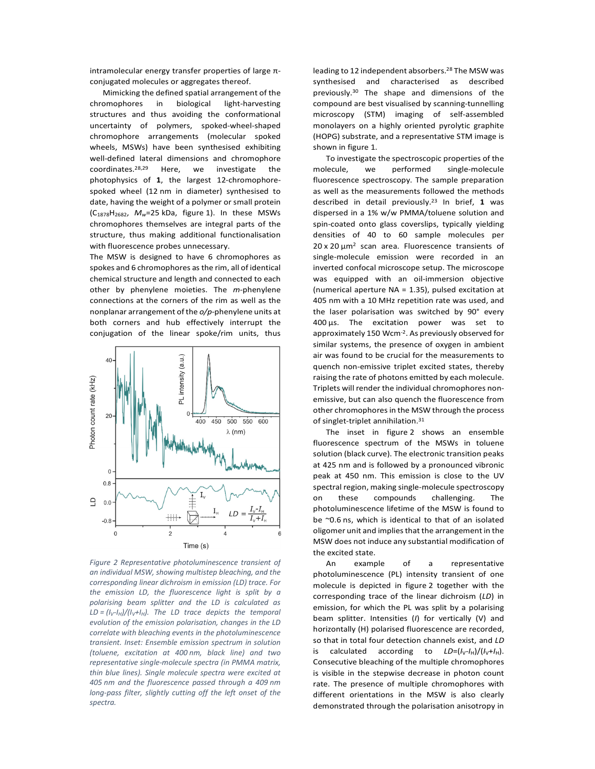intramolecular energy transfer properties of large π-conjugated molecules or aggregates thereof.

Mimicking the defined spatial arrangement of the chromophores in biological light-harvesting structures and thus avoiding the conformational uncertainty of polymers, spoked-wheel-shaped chromophore arrangements (molecular spoked wheels, MSWs) have been synthesised exhibiting well-defined lateral dimensions and chromophore coordinates.[28,29] Here, we investigate the photophysics of **1**, the largest 12-chromophore-spoked wheel (12 nm in diameter) synthesised to date, having the weight of a polymer or small protein ($C_{1878}H_{2682}$, $M_w$=25 kDa, figure 1). In these MSWs chromophores themselves are integral parts of the structure, thus making additional functionalisation with fluorescence probes unnecessary.

The MSW is designed to have 6 chromophores as spokes and 6 chromophores as the rim, all of identical chemical structure and length and connected to each other by phenylene moieties. The *m*-phenylene connections at the corners of the rim as well as the nonplanar arrangement of the *o/p*-phenylene units at both corners and hub effectively interrupt the conjugation of the linear spoke/rim units, thus leading to 12 independent absorbers.[28] The MSW was synthesised and characterised as described previously.[30] The shape and dimensions of the compound are best visualised by scanning-tunnelling microscopy (STM) imaging of self-assembled monolayers on a highly oriented pyrolytic graphite (HOPG) substrate, and a representative STM image is shown in figure 1.

To investigate the spectroscopic properties of the molecule, we performed single-molecule fluorescence spectroscopy. The sample preparation as well as the measurements followed the methods described in detail previously.[23] In brief, **1** was dispersed in a 1% w/w PMMA/toluene solution and spin-coated onto glass coverslips, typically yielding densities of 40 to 60 sample molecules per 20 x 20 µm² scan area. Fluorescence transients of single-molecule emission were recorded in an inverted confocal microscope setup. The microscope was equipped with an oil-immersion objective (numerical aperture NA = 1.35), pulsed excitation at 405 nm with a 10 MHz repetition rate was used, and the laser polarisation was switched by 90° every 400 µs. The excitation power was set to approximately 150 Wcm⁻². As previously observed for similar systems, the presence of oxygen in ambient air was found to be crucial for the measurements to quench non-emissive triplet excited states, thereby raising the rate of photons emitted by each molecule. Triplets will render the individual chromophores non-emissive, but can also quench the fluorescence from other chromophores in the MSW through the process of singlet-triplet annihilation.[31]

*Figure 2 Representative photoluminescence transient of an individual MSW, showing multistep bleaching, and the corresponding linear dichroism in emission (LD) trace. For the emission LD, the fluorescence light is split by a polarising beam splitter and the LD is calculated as $LD = (I_V-I_H)/(I_V+I_H)$. The LD trace depicts the temporal evolution of the emission polarisation, changes in the LD correlate with bleaching events in the photoluminescence transient. Inset: Ensemble emission spectrum in solution (toluene, excitation at 400 nm, black line) and two representative single-molecule spectra (in PMMA matrix, thin blue lines). Single molecule spectra were excited at 405 nm and the fluorescence passed through a 409 nm long-pass filter, slightly cutting off the left onset of the spectra.*

The inset in figure 2 shows an ensemble fluorescence spectrum of the MSWs in toluene solution (black curve). The electronic transition peaks at 425 nm and is followed by a pronounced vibronic peak at 450 nm. This emission is close to the UV spectral region, making single-molecule spectroscopy on these compounds challenging. The photoluminescence lifetime of the MSW is found to be ~0.6 ns, which is identical to that of an isolated oligomer unit and implies that the arrangement in the MSW does not induce any substantial modification of the excited state.

An example of a representative photoluminescence (PL) intensity transient of one molecule is depicted in figure 2 together with the corresponding trace of the linear dichroism (*LD*) in emission, for which the PL was split by a polarising beam splitter. Intensities (*I*) for vertically (V) and horizontally (H) polarised fluorescence are recorded, so that in total four detection channels exist, and *LD* is calculated according to $LD=(I_V-I_H)/(I_V+I_H)$. Consecutive bleaching of the multiple chromophores is visible in the stepwise decrease in photon count rate. The presence of multiple chromophores with different orientations in the MSW is also clearly demonstrated through the polarisation anisotropy in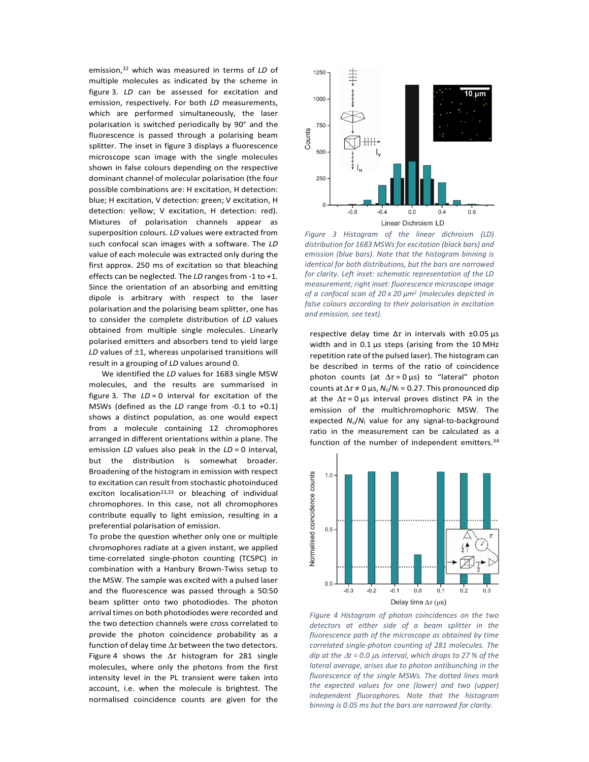emission,[32] which was measured in terms of *LD* of multiple molecules as indicated by the scheme in figure 3. *LD* can be assessed for excitation and emission, respectively. For both *LD* measurements, which are performed simultaneously, the laser polarisation is switched periodically by 90° and the fluorescence is passed through a polarising beam splitter. The inset in figure 3 displays a fluorescence microscope scan image with the single molecules shown in false colours depending on the respective dominant channel of molecular polarisation (the four possible combinations are: H excitation, H detection: blue; H excitation, V detection: green; V excitation, H detection: yellow; V excitation, H detection: red). Mixtures of polarisation channels appear as superposition colours. *LD* values were extracted from such confocal scan images with a software. The *LD* value of each molecule was extracted only during the first approx. 250 ms of excitation so that bleaching effects can be neglected. The *LD* ranges from -1 to +1. Since the orientation of an absorbing and emitting dipole is arbitrary with respect to the laser polarisation and the polarising beam splitter, one has to consider the complete distribution of *LD* values obtained from multiple single molecules. Linearly polarised emitters and absorbers tend to yield large *LD* values of ±1, whereas unpolarised transitions will result in a grouping of *LD* values around 0.

We identified the *LD* values for 1683 single MSW molecules, and the results are summarised in figure 3. The *LD* = 0 interval for excitation of the MSWs (defined as the *LD* range from -0.1 to +0.1) shows a distinct population, as one would expect from a molecule containing 12 chromophores arranged in different orientations within a plane. The emission *LD* values also peak in the *LD* = 0 interval, but the distribution is somewhat broader. Broadening of the histogram in emission with respect to excitation can result from stochastic photoinduced exciton localisation[23,33] or bleaching of individual chromophores. In this case, not all chromophores contribute equally to light emission, resulting in a preferential polarisation of emission.

To probe the question whether only one or multiple chromophores radiate at a given instant, we applied time-correlated single-photon counting (TCSPC) in combination with a Hanbury Brown-Twiss setup to the MSW. The sample was excited with a pulsed laser and the fluorescence was passed through a 50:50 beam splitter onto two photodiodes. The photon arrival times on both photodiodes were recorded and the two detection channels were cross correlated to provide the photon coincidence probability as a function of delay time $\Delta\tau$ between the two detectors. Figure 4 shows the $\Delta\tau$ histogram for 281 single molecules, where only the photons from the first intensity level in the PL transient were taken into account, i.e. when the molecule is brightest. The normalised coincidence counts are given for the respective delay time $\Delta\tau$ in intervals with ±0.05 µs width and in 0.1 µs steps (arising from the 10 MHz repetition rate of the pulsed laser). The histogram can be described in terms of the ratio of coincidence photon counts (at $\Delta\tau = 0$ µs) to "lateral" photon counts at $\Delta\tau \neq 0$ µs, $N_c/N_l = 0.27$. This pronounced dip at the $\Delta\tau = 0$ µs interval proves distinct PA in the emission of the multichromophoric MSW. The expected $N_c/N_l$ value for any signal-to-background ratio in the measurement can be calculated as a function of the number of independent emitters.[34]

*Figure 3 Histogram of the linear dichroism (LD) distribution for 1683 MSWs for excitation (black bars) and emission (blue bars). Note that the histogram binning is identical for both distributions, but the bars are narrowed for clarity. Left inset: schematic representation of the LD measurement; right inset: fluorescence microscope image of a confocal scan of 20 x 20 µm² (molecules depicted in false colours according to their polarisation in excitation and emission, see text).*

*Figure 4 Histogram of photon coincidences on the two detectors at either side of a beam splitter in the fluorescence path of the microscope as obtained by time correlated single-photon counting of 281 molecules. The dip at the $\Delta\tau = 0.0$ µs interval, which drops to 27 % of the lateral average, arises due to photon antibunching in the fluorescence of the single MSWs. The dotted lines mark the expected values for one (lower) and two (upper) independent fluorophores. Note that the histogram binning is 0.05 ms but the bars are narrowed for clarity.*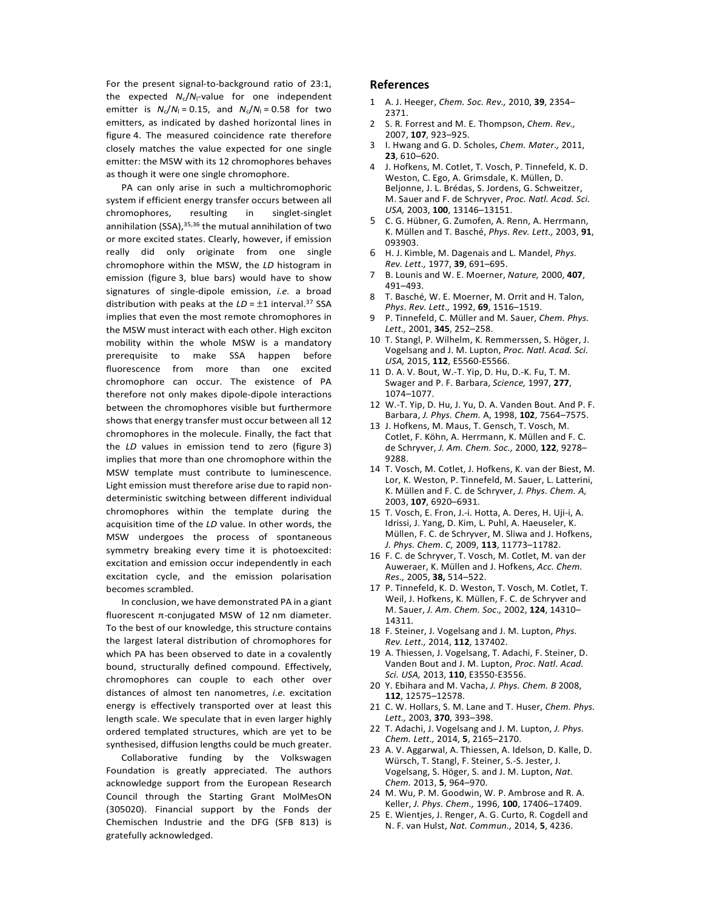For the present signal-to-background ratio of 23:1, the expected $N_c/N_l$-value for one independent emitter is $N_c/N_l = 0.15$, and $N_c/N_l = 0.58$ for two emitters, as indicated by dashed horizontal lines in figure 4. The measured coincidence rate therefore closely matches the value expected for one single emitter: the MSW with its 12 chromophores behaves as though it were one single chromophore.

PA can only arise in such a multichromophoric system if efficient energy transfer occurs between all chromophores, resulting in singlet-singlet annihilation (SSA),[35,36] the mutual annihilation of two or more excited states. Clearly, however, if emission really did only originate from one single chromophore within the MSW, the *LD* histogram in emission (figure 3, blue bars) would have to show signatures of single-dipole emission, *i.e.* a broad distribution with peaks at the $LD = \pm1$ interval.[37] SSA implies that even the most remote chromophores in the MSW must interact with each other. High exciton mobility within the whole MSW is a mandatory prerequisite to make SSA happen before fluorescence from more than one excited chromophore can occur. The existence of PA therefore not only makes dipole-dipole interactions between the chromophores visible but furthermore shows that energy transfer must occur between all 12 chromophores in the molecule. Finally, the fact that the *LD* values in emission tend to zero (figure 3) implies that more than one chromophore within the MSW template must contribute to luminescence. Light emission must therefore arise due to rapid non-deterministic switching between different individual chromophores within the template during the acquisition time of the *LD* value. In other words, the MSW undergoes the process of spontaneous symmetry breaking every time it is photoexcited: excitation and emission occur independently in each excitation cycle, and the emission polarisation becomes scrambled.

In conclusion, we have demonstrated PA in a giant fluorescent π-conjugated MSW of 12 nm diameter. To the best of our knowledge, this structure contains the largest lateral distribution of chromophores for which PA has been observed to date in a covalently bound, structurally defined compound. Effectively, chromophores can couple to each other over distances of almost ten nanometres, *i.e.* excitation energy is effectively transported over at least this length scale. We speculate that in even larger highly ordered templated structures, which are yet to be synthesised, diffusion lengths could be much greater.

Collaborative funding by the Volkswagen Foundation is greatly appreciated. The authors acknowledge support from the European Research Council through the Starting Grant MolMesON (305020). Financial support by the Fonds der Chemischen Industrie and the DFG (SFB 813) is gratefully acknowledged.

## References

1. A. J. Heeger, *Chem. Soc. Rev.,* 2010, **39**, 2354–2371.
2. S. R. Forrest and M. E. Thompson, *Chem. Rev.,* 2007, **107**, 923–925.
3. I. Hwang and G. D. Scholes, *Chem. Mater.,* 2011, **23**, 610–620.
4. J. Hofkens, M. Cotlet, T. Vosch, P. Tinnefeld, K. D. Weston, C. Ego, A. Grimsdale, K. Müllen, D. Beljonne, J. L. Brédas, S. Jordens, G. Schweitzer, M. Sauer and F. de Schryver, *Proc. Natl. Acad. Sci. USA,* 2003, **100**, 13146–13151.
5. C. G. Hübner, G. Zumofen, A. Renn, A. Herrmann, K. Müllen and T. Basché, *Phys. Rev. Lett.,* 2003, **91**, 093903.
6. H. J. Kimble, M. Dagenais and L. Mandel, *Phys. Rev. Lett.,* 1977, **39**, 691–695.
7. B. Lounis and W. E. Moerner, *Nature,* 2000, **407**, 491–493.
8. T. Basché, W. E. Moerner, M. Orrit and H. Talon, *Phys. Rev. Lett.,* 1992, **69**, 1516–1519.
9. P. Tinnefeld, C. Müller and M. Sauer, *Chem. Phys. Lett.,* 2001, **345**, 252–258.
10. T. Stangl, P. Wilhelm, K. Remmerssen, S. Höger, J. Vogelsang and J. M. Lupton, *Proc. Natl. Acad. Sci. USA,* 2015, **112**, E5560-E5566.
11. D. A. V. Bout, W.-T. Yip, D. Hu, D.-K. Fu, T. M. Swager and P. F. Barbara, *Science,* 1997, **277**, 1074–1077.
12. W.-T. Yip, D. Hu, J. Yu, D. A. Vanden Bout. And P. F. Barbara, *J. Phys. Chem.* A, 1998, **102**, 7564–7575.
13. J. Hofkens, M. Maus, T. Gensch, T. Vosch, M. Cotlet, F. Köhn, A. Herrmann, K. Müllen and F. C. de Schryver, *J. Am. Chem. Soc.,* 2000, **122**, 9278–9288.
14. T. Vosch, M. Cotlet, J. Hofkens, K. van der Biest, M. Lor, K. Weston, P. Tinnefeld, M. Sauer, L. Latterini, K. Müllen and F. C. de Schryver, *J. Phys. Chem. A,* 2003, **107**, 6920–6931.
15. T. Vosch, E. Fron, J.-i. Hotta, A. Deres, H. Uji-i, A. Idrissi, J. Yang, D. Kim, L. Puhl, A. Haeuseler, K. Müllen, F. C. de Schryver, M. Sliwa and J. Hofkens, *J. Phys. Chem. C,* 2009, **113**, 11773–11782.
16. F. C. de Schryver, T. Vosch, M. Cotlet, M. van der Auweraer, K. Müllen and J. Hofkens, *Acc. Chem. Res.,* 2005, **38,** 514–522.
17. P. Tinnefeld, K. D. Weston, T. Vosch, M. Cotlet, T. Weil, J. Hofkens, K. Müllen, F. C. de Schryver and M. Sauer, *J. Am. Chem. Soc.,* 2002, **124**, 14310–14311.
18. F. Steiner, J. Vogelsang and J. M. Lupton, *Phys. Rev. Lett.,* 2014, **112**, 137402.
19. A. Thiessen, J. Vogelsang, T. Adachi, F. Steiner, D. Vanden Bout and J. M. Lupton, *Proc. Natl. Acad. Sci. USA,* 2013, **110**, E3550-E3556.
20. Y. Ebihara and M. Vacha, *J. Phys. Chem. B* 2008, **112**, 12575–12578.
21. C. W. Hollars, S. M. Lane and T. Huser, *Chem. Phys. Lett.,* 2003, **370**, 393–398.
22. T. Adachi, J. Vogelsang and J. M. Lupton, *J. Phys. Chem. Lett.,* 2014, **5**, 2165–2170.
23. A. V. Aggarwal, A. Thiessen, A. Idelson, D. Kalle, D. Würsch, T. Stangl, F. Steiner, S.-S. Jester, J. Vogelsang, S. Höger, S. and J. M. Lupton, *Nat. Chem.* 2013, **5**, 964–970.
24. M. Wu, P. M. Goodwin, W. P. Ambrose and R. A. Keller, *J. Phys. Chem.,* 1996, **100**, 17406–17409.
25. E. Wientjes, J. Renger, A. G. Curto, R. Cogdell and N. F. van Hulst, *Nat. Commun.,* 2014, **5**, 4236.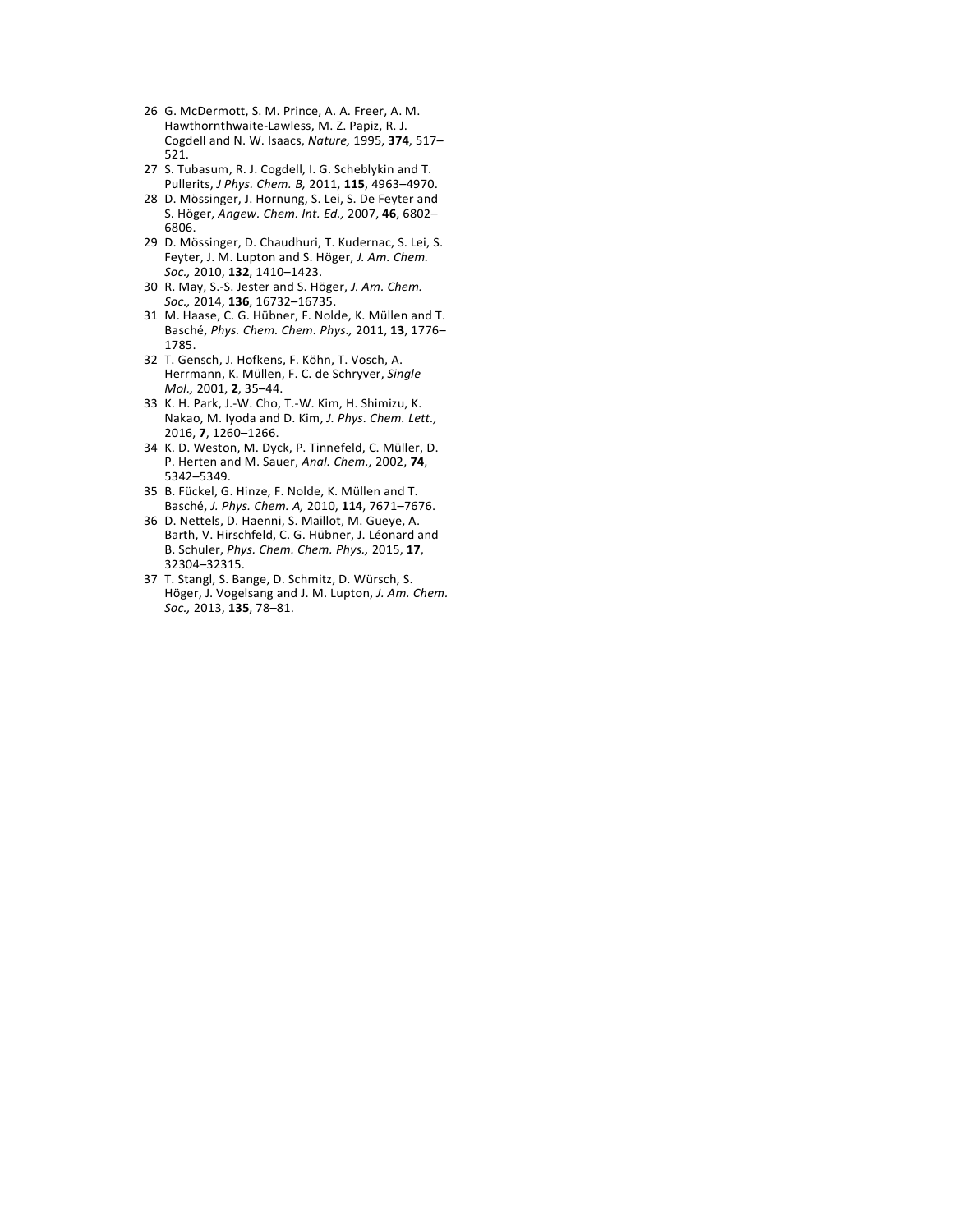26 G. McDermott, S. M. Prince, A. A. Freer, A. M. Hawthornthwaite-Lawless, M. Z. Papiz, R. J. Cogdell and N. W. Isaacs, *Nature,* 1995, **374**, 517–521.

27 S. Tubasum, R. J. Cogdell, I. G. Scheblykin and T. Pullerits, *J Phys. Chem. B,* 2011, **115**, 4963–4970.

28 D. Mössinger, J. Hornung, S. Lei, S. De Feyter and S. Höger, *Angew. Chem. Int. Ed.,* 2007, **46**, 6802–6806.

29 D. Mössinger, D. Chaudhuri, T. Kudernac, S. Lei, S. Feyter, J. M. Lupton and S. Höger, *J. Am. Chem. Soc.,* 2010, **132**, 1410–1423.

30 R. May, S.-S. Jester and S. Höger, *J. Am. Chem. Soc.,* 2014, **136**, 16732–16735.

31 M. Haase, C. G. Hübner, F. Nolde, K. Müllen and T. Basché, *Phys. Chem. Chem. Phys.,* 2011, **13**, 1776–1785.

32 T. Gensch, J. Hofkens, F. Köhn, T. Vosch, A. Herrmann, K. Müllen, F. C. de Schryver, *Single Mol.,* 2001, **2**, 35–44.

33 K. H. Park, J.-W. Cho, T.-W. Kim, H. Shimizu, K. Nakao, M. Iyoda and D. Kim, *J. Phys. Chem. Lett.,* 2016, **7**, 1260–1266.

34 K. D. Weston, M. Dyck, P. Tinnefeld, C. Müller, D. P. Herten and M. Sauer, *Anal. Chem.,* 2002, **74**, 5342–5349.

35 B. Fückel, G. Hinze, F. Nolde, K. Müllen and T. Basché, *J. Phys. Chem. A,* 2010, **114**, 7671–7676.

36 D. Nettels, D. Haenni, S. Maillot, M. Gueye, A. Barth, V. Hirschfeld, C. G. Hübner, J. Léonard and B. Schuler, *Phys. Chem. Chem. Phys.,* 2015, **17**, 32304–32315.

37 T. Stangl, S. Bange, D. Schmitz, D. Würsch, S. Höger, J. Vogelsang and J. M. Lupton, *J. Am. Chem. Soc.,* 2013, **135**, 78–81.